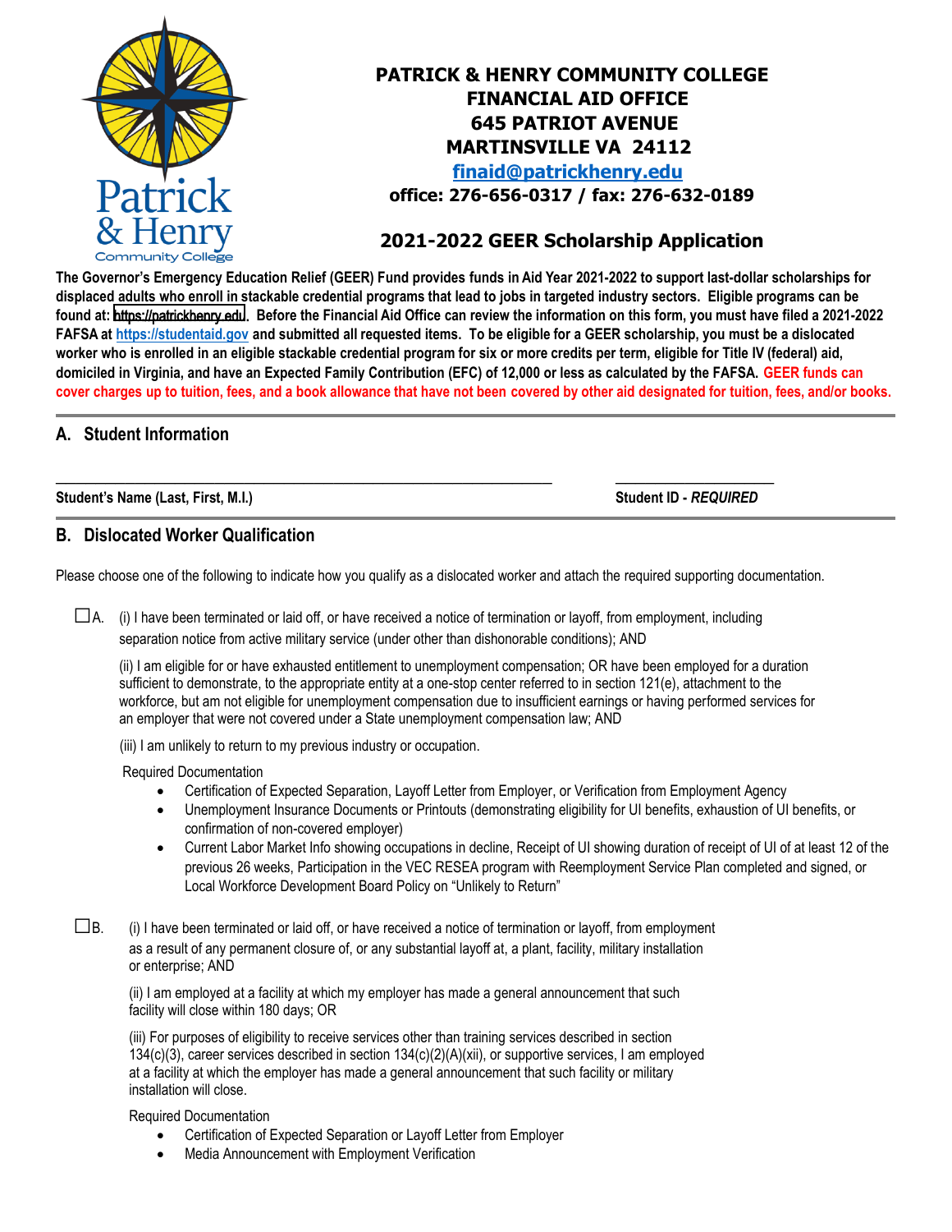# PATRICK & HENRY COMMUNITY COLLEGE
# FINANCIAL AID OFFICE
# 645 PATRIOT AVENUE
# MARTINSVILLE VA 24112

**finaid@patrickhenry.edu**

**office: 276-656-0317 / fax: 276-632-0189**

## 2021-2022 GEER Scholarship Application

**The Governor's Emergency Education Relief (GEER) Fund provides funds in Aid Year 2021-2022 to support last-dollar scholarships for displaced adults who enroll in stackable credential programs that lead to jobs in targeted industry sectors. Eligible programs can be found at: https://patrickhenry.edu. Before the Financial Aid Office can review the information on this form, you must have filed a 2021-2022 FAFSA at https://studentaid.gov and submitted all requested items. To be eligible for a GEER scholarship, you must be a dislocated worker who is enrolled in an eligible stackable credential program for six or more credits per term, eligible for Title IV (federal) aid, domiciled in Virginia, and have an Expected Family Contribution (EFC) of 12,000 or less as calculated by the FAFSA. GEER funds can cover charges up to tuition, fees, and a book allowance that have not been covered by other aid designated for tuition, fees, and/or books.**

## A. Student Information

______________________________________________ ____________________

**Student's Name (Last, First, M.I.)** **Student ID - *REQUIRED***

## B. Dislocated Worker Qualification

Please choose one of the following to indicate how you qualify as a dislocated worker and attach the required supporting documentation.

☐ A. (i) I have been terminated or laid off, or have received a notice of termination or layoff, from employment, including separation notice from active military service (under other than dishonorable conditions); AND

(ii) I am eligible for or have exhausted entitlement to unemployment compensation; OR have been employed for a duration sufficient to demonstrate, to the appropriate entity at a one-stop center referred to in section 121(e), attachment to the workforce, but am not eligible for unemployment compensation due to insufficient earnings or having performed services for an employer that were not covered under a State unemployment compensation law; AND

(iii) I am unlikely to return to my previous industry or occupation.

Required Documentation

- Certification of Expected Separation, Layoff Letter from Employer, or Verification from Employment Agency
- Unemployment Insurance Documents or Printouts (demonstrating eligibility for UI benefits, exhaustion of UI benefits, or confirmation of non-covered employer)
- Current Labor Market Info showing occupations in decline, Receipt of UI showing duration of receipt of UI of at least 12 of the previous 26 weeks, Participation in the VEC RESEA program with Reemployment Service Plan completed and signed, or Local Workforce Development Board Policy on "Unlikely to Return"

☐ B. (i) I have been terminated or laid off, or have received a notice of termination or layoff, from employment as a result of any permanent closure of, or any substantial layoff at, a plant, facility, military installation or enterprise; AND

(ii) I am employed at a facility at which my employer has made a general announcement that such facility will close within 180 days; OR

(iii) For purposes of eligibility to receive services other than training services described in section 134(c)(3), career services described in section 134(c)(2)(A)(xii), or supportive services, I am employed at a facility at which the employer has made a general announcement that such facility or military installation will close.

Required Documentation

- Certification of Expected Separation or Layoff Letter from Employer
- Media Announcement with Employment Verification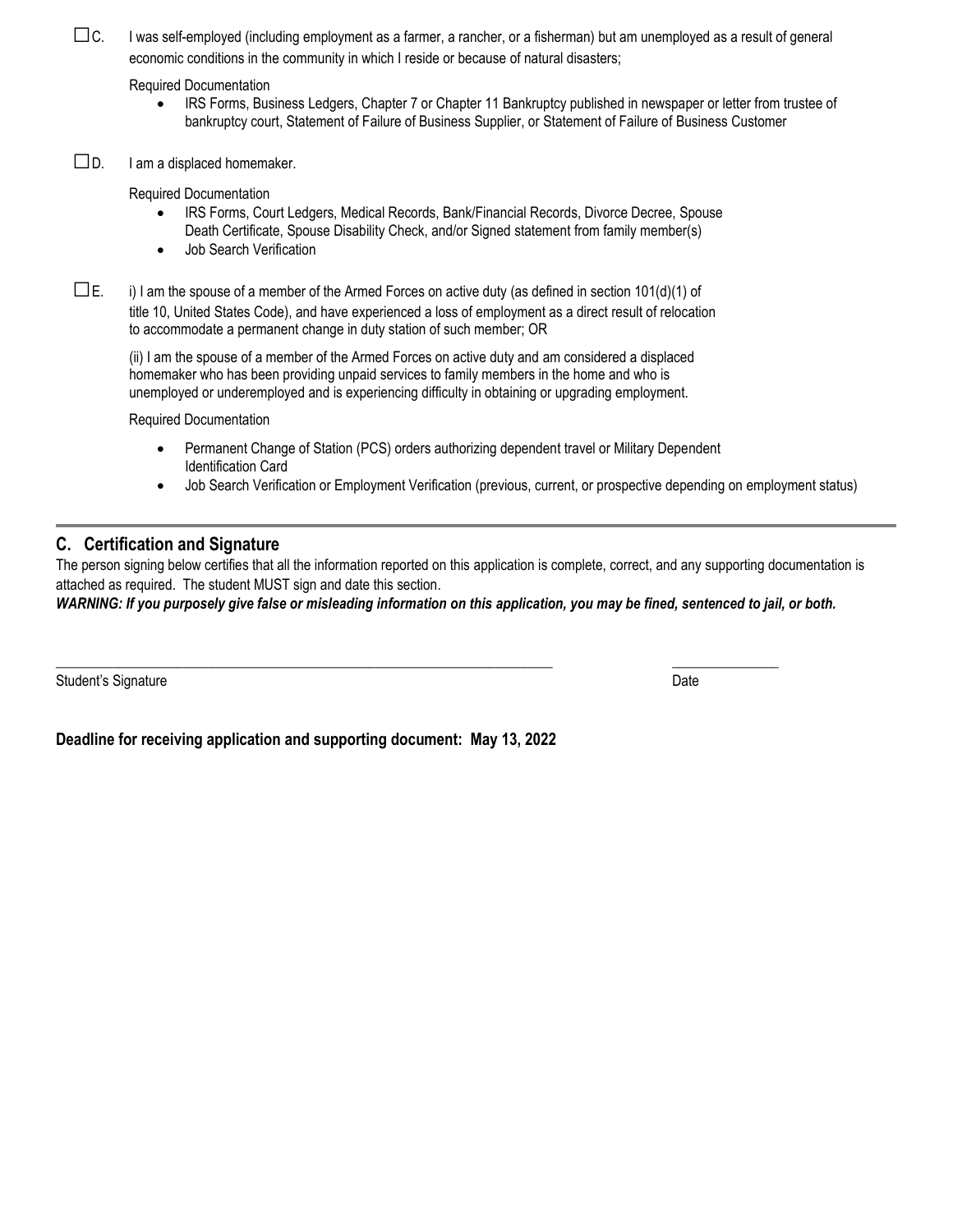☐ C. I was self-employed (including employment as a farmer, a rancher, or a fisherman) but am unemployed as a result of general economic conditions in the community in which I reside or because of natural disasters;

Required Documentation

- IRS Forms, Business Ledgers, Chapter 7 or Chapter 11 Bankruptcy published in newspaper or letter from trustee of bankruptcy court, Statement of Failure of Business Supplier, or Statement of Failure of Business Customer

☐ D. I am a displaced homemaker.

Required Documentation

- IRS Forms, Court Ledgers, Medical Records, Bank/Financial Records, Divorce Decree, Spouse Death Certificate, Spouse Disability Check, and/or Signed statement from family member(s)
- Job Search Verification

☐ E. i) I am the spouse of a member of the Armed Forces on active duty (as defined in section 101(d)(1) of title 10, United States Code), and have experienced a loss of employment as a direct result of relocation to accommodate a permanent change in duty station of such member; OR

(ii) I am the spouse of a member of the Armed Forces on active duty and am considered a displaced homemaker who has been providing unpaid services to family members in the home and who is unemployed or underemployed and is experiencing difficulty in obtaining or upgrading employment.

Required Documentation

- Permanent Change of Station (PCS) orders authorizing dependent travel or Military Dependent Identification Card
- Job Search Verification or Employment Verification (previous, current, or prospective depending on employment status)

## C. Certification and Signature

The person signing below certifies that all the information reported on this application is complete, correct, and any supporting documentation is attached as required. The student MUST sign and date this section.

***WARNING: If you purposely give false or misleading information on this application, you may be fined, sentenced to jail, or both.***

______________________________________________________________________ _______________

Student's Signature Date

**Deadline for receiving application and supporting document: May 13, 2022**